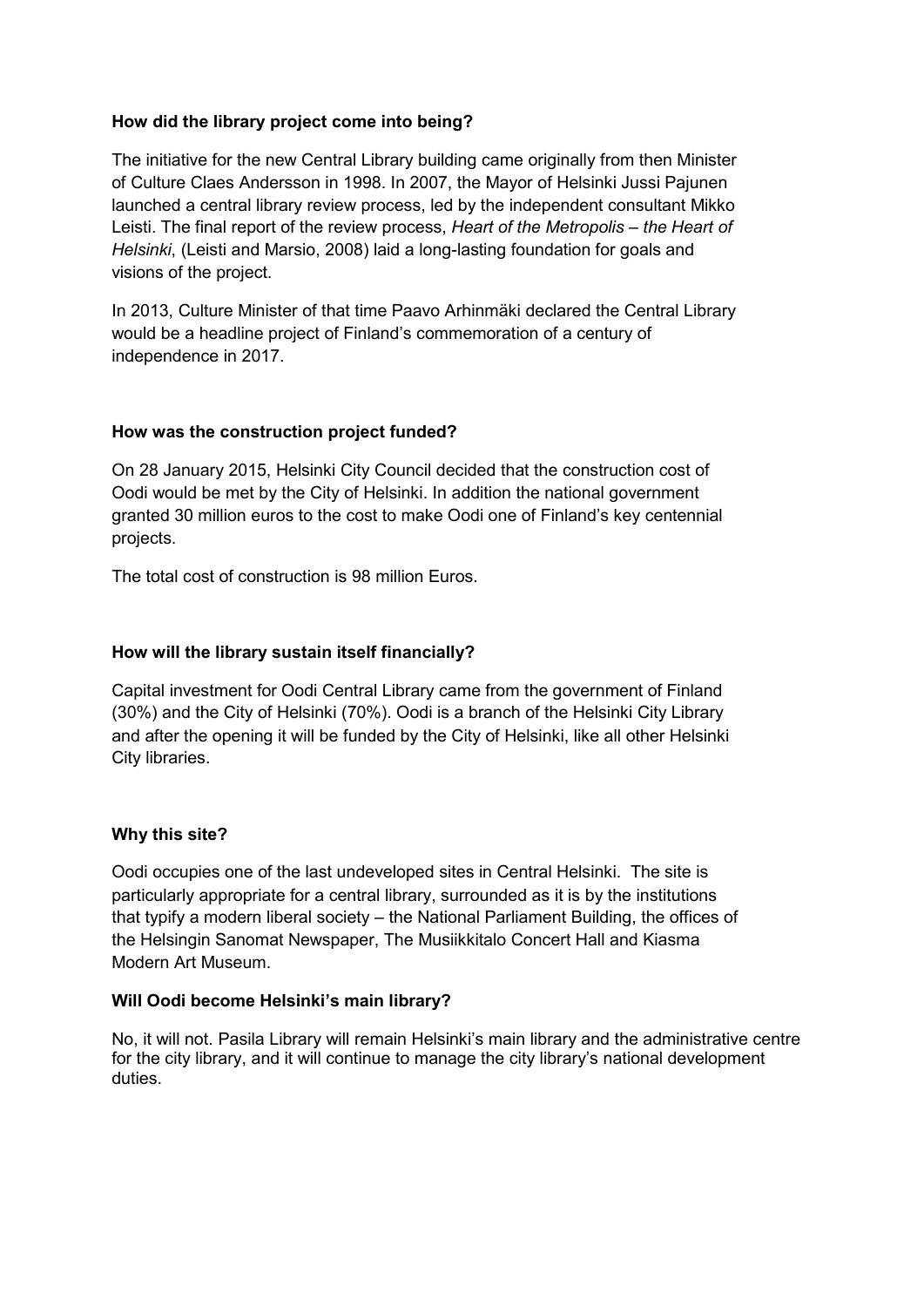**How did the library project come into being?**

The initiative for the new Central Library building came originally from then Minister of Culture Claes Andersson in 1998. In 2007, the Mayor of Helsinki Jussi Pajunen launched a central library review process, led by the independent consultant Mikko Leisti. The final report of the review process, *Heart of the Metropolis – the Heart of Helsinki*, (Leisti and Marsio, 2008) laid a long-lasting foundation for goals and visions of the project.

In 2013, Culture Minister of that time Paavo Arhinmäki declared the Central Library would be a headline project of Finland's commemoration of a century of independence in 2017.

**How was the construction project funded?**

On 28 January 2015, Helsinki City Council decided that the construction cost of Oodi would be met by the City of Helsinki. In addition the national government granted 30 million euros to the cost to make Oodi one of Finland's key centennial projects.

The total cost of construction is 98 million Euros.

**How will the library sustain itself financially?**

Capital investment for Oodi Central Library came from the government of Finland (30%) and the City of Helsinki (70%). Oodi is a branch of the Helsinki City Library and after the opening it will be funded by the City of Helsinki, like all other Helsinki City libraries.

**Why this site?**

Oodi occupies one of the last undeveloped sites in Central Helsinki. The site is particularly appropriate for a central library, surrounded as it is by the institutions that typify a modern liberal society – the National Parliament Building, the offices of the Helsingin Sanomat Newspaper, The Musiikkitalo Concert Hall and Kiasma Modern Art Museum.

**Will Oodi become Helsinki's main library?**

No, it will not. Pasila Library will remain Helsinki's main library and the administrative centre for the city library, and it will continue to manage the city library's national development duties.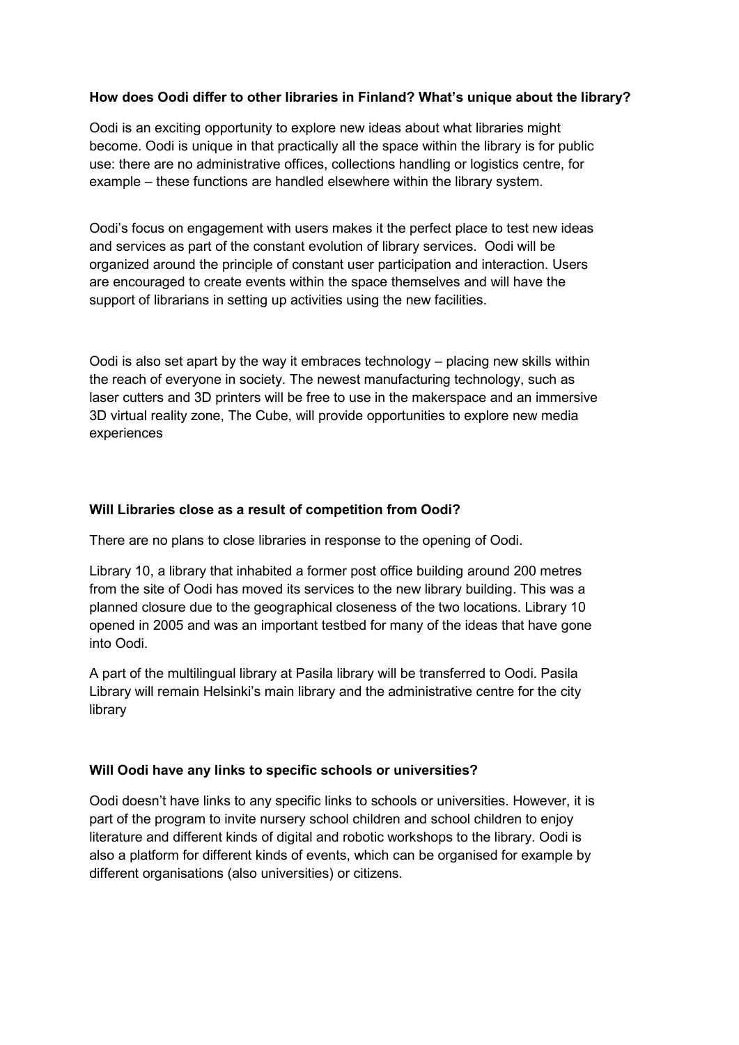**How does Oodi differ to other libraries in Finland? What's unique about the library?**

Oodi is an exciting opportunity to explore new ideas about what libraries might become. Oodi is unique in that practically all the space within the library is for public use: there are no administrative offices, collections handling or logistics centre, for example – these functions are handled elsewhere within the library system.

Oodi's focus on engagement with users makes it the perfect place to test new ideas and services as part of the constant evolution of library services. Oodi will be organized around the principle of constant user participation and interaction. Users are encouraged to create events within the space themselves and will have the support of librarians in setting up activities using the new facilities.

Oodi is also set apart by the way it embraces technology – placing new skills within the reach of everyone in society. The newest manufacturing technology, such as laser cutters and 3D printers will be free to use in the makerspace and an immersive 3D virtual reality zone, The Cube, will provide opportunities to explore new media experiences

**Will Libraries close as a result of competition from Oodi?**

There are no plans to close libraries in response to the opening of Oodi.

Library 10, a library that inhabited a former post office building around 200 metres from the site of Oodi has moved its services to the new library building. This was a planned closure due to the geographical closeness of the two locations. Library 10 opened in 2005 and was an important testbed for many of the ideas that have gone into Oodi.

A part of the multilingual library at Pasila library will be transferred to Oodi. Pasila Library will remain Helsinki's main library and the administrative centre for the city library

**Will Oodi have any links to specific schools or universities?**

Oodi doesn't have links to any specific links to schools or universities. However, it is part of the program to invite nursery school children and school children to enjoy literature and different kinds of digital and robotic workshops to the library. Oodi is also a platform for different kinds of events, which can be organised for example by different organisations (also universities) or citizens.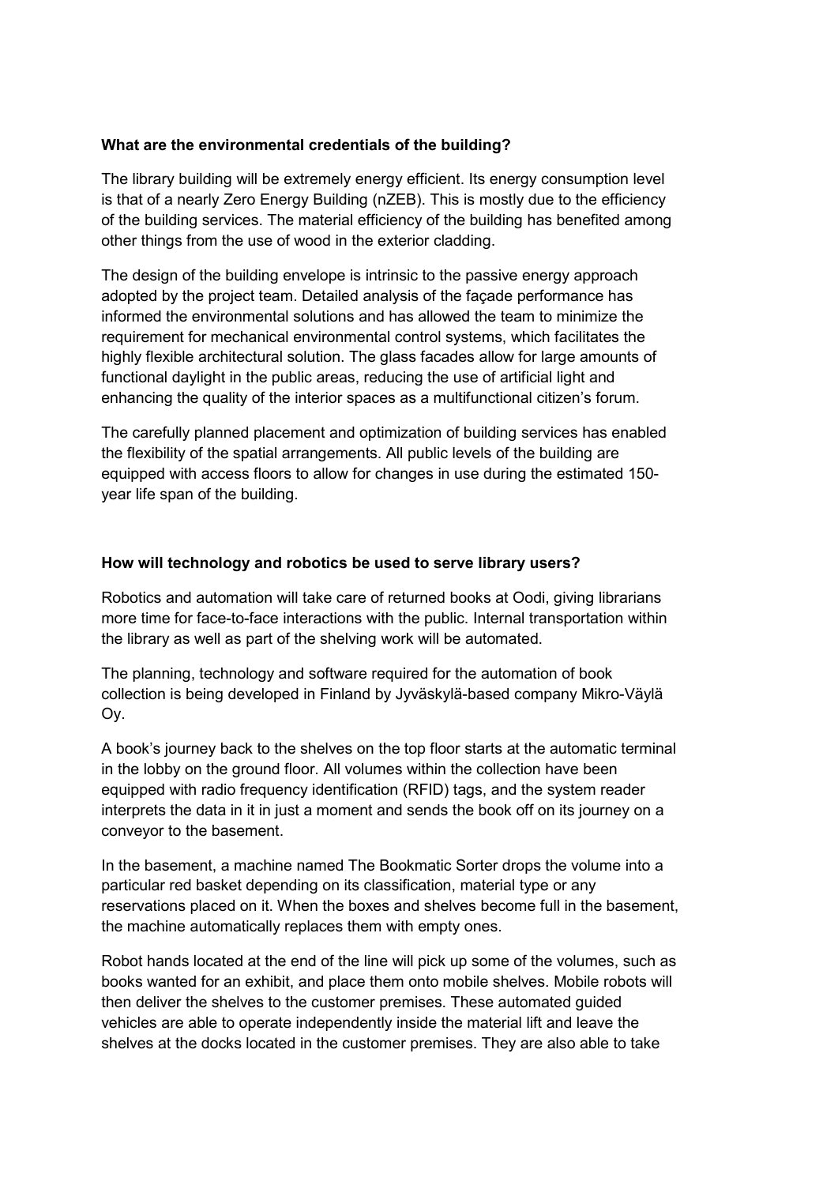**What are the environmental credentials of the building?**

The library building will be extremely energy efficient. Its energy consumption level is that of a nearly Zero Energy Building (nZEB). This is mostly due to the efficiency of the building services. The material efficiency of the building has benefited among other things from the use of wood in the exterior cladding.

The design of the building envelope is intrinsic to the passive energy approach adopted by the project team. Detailed analysis of the façade performance has informed the environmental solutions and has allowed the team to minimize the requirement for mechanical environmental control systems, which facilitates the highly flexible architectural solution. The glass facades allow for large amounts of functional daylight in the public areas, reducing the use of artificial light and enhancing the quality of the interior spaces as a multifunctional citizen's forum.

The carefully planned placement and optimization of building services has enabled the flexibility of the spatial arrangements. All public levels of the building are equipped with access floors to allow for changes in use during the estimated 150-year life span of the building.

**How will technology and robotics be used to serve library users?**

Robotics and automation will take care of returned books at Oodi, giving librarians more time for face-to-face interactions with the public. Internal transportation within the library as well as part of the shelving work will be automated.

The planning, technology and software required for the automation of book collection is being developed in Finland by Jyväskylä-based company Mikro-Väylä Oy.

A book's journey back to the shelves on the top floor starts at the automatic terminal in the lobby on the ground floor. All volumes within the collection have been equipped with radio frequency identification (RFID) tags, and the system reader interprets the data in it in just a moment and sends the book off on its journey on a conveyor to the basement.

In the basement, a machine named The Bookmatic Sorter drops the volume into a particular red basket depending on its classification, material type or any reservations placed on it. When the boxes and shelves become full in the basement, the machine automatically replaces them with empty ones.

Robot hands located at the end of the line will pick up some of the volumes, such as books wanted for an exhibit, and place them onto mobile shelves. Mobile robots will then deliver the shelves to the customer premises. These automated guided vehicles are able to operate independently inside the material lift and leave the shelves at the docks located in the customer premises. They are also able to take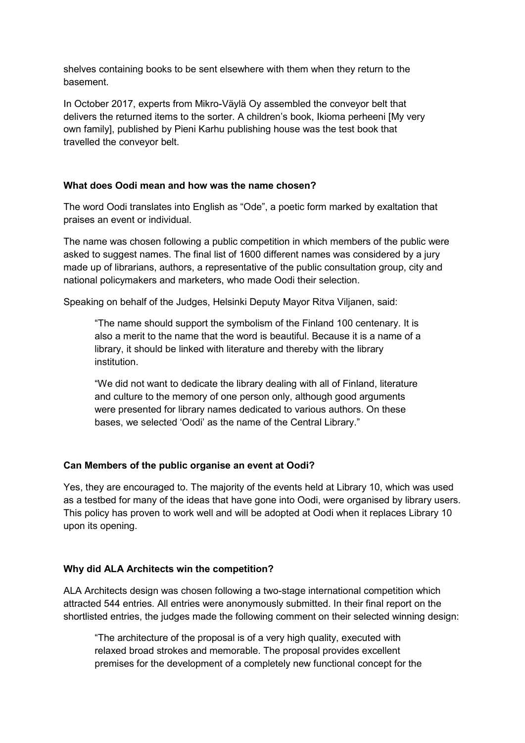shelves containing books to be sent elsewhere with them when they return to the basement.

In October 2017, experts from Mikro-Väylä Oy assembled the conveyor belt that delivers the returned items to the sorter. A children's book, Ikioma perheeni [My very own family], published by Pieni Karhu publishing house was the test book that travelled the conveyor belt.

**What does Oodi mean and how was the name chosen?**

The word Oodi translates into English as "Ode", a poetic form marked by exaltation that praises an event or individual.

The name was chosen following a public competition in which members of the public were asked to suggest names. The final list of 1600 different names was considered by a jury made up of librarians, authors, a representative of the public consultation group, city and national policymakers and marketers, who made Oodi their selection.

Speaking on behalf of the Judges, Helsinki Deputy Mayor Ritva Viljanen, said:

> "The name should support the symbolism of the Finland 100 centenary. It is also a merit to the name that the word is beautiful. Because it is a name of a library, it should be linked with literature and thereby with the library institution.
>
> "We did not want to dedicate the library dealing with all of Finland, literature and culture to the memory of one person only, although good arguments were presented for library names dedicated to various authors. On these bases, we selected 'Oodi' as the name of the Central Library."

**Can Members of the public organise an event at Oodi?**

Yes, they are encouraged to. The majority of the events held at Library 10, which was used as a testbed for many of the ideas that have gone into Oodi, were organised by library users. This policy has proven to work well and will be adopted at Oodi when it replaces Library 10 upon its opening.

**Why did ALA Architects win the competition?**

ALA Architects design was chosen following a two-stage international competition which attracted 544 entries. All entries were anonymously submitted. In their final report on the shortlisted entries, the judges made the following comment on their selected winning design:

> "The architecture of the proposal is of a very high quality, executed with relaxed broad strokes and memorable. The proposal provides excellent premises for the development of a completely new functional concept for the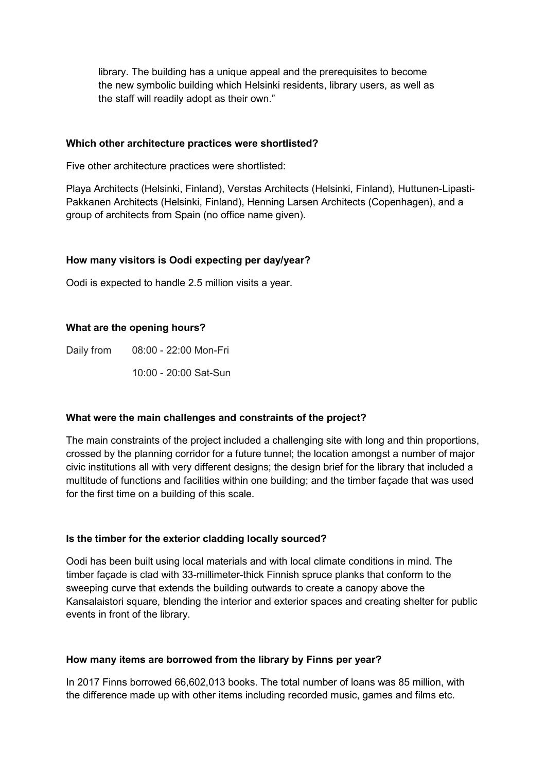library. The building has a unique appeal and the prerequisites to become the new symbolic building which Helsinki residents, library users, as well as the staff will readily adopt as their own."

**Which other architecture practices were shortlisted?**

Five other architecture practices were shortlisted:

Playa Architects (Helsinki, Finland), Verstas Architects (Helsinki, Finland), Huttunen-Lipasti-Pakkanen Architects (Helsinki, Finland), Henning Larsen Architects (Copenhagen), and a group of architects from Spain (no office name given).

**How many visitors is Oodi expecting per day/year?**

Oodi is expected to handle 2.5 million visits a year.

**What are the opening hours?**

Daily from 08:00 - 22:00 Mon-Fri

10:00 - 20:00 Sat-Sun

**What were the main challenges and constraints of the project?**

The main constraints of the project included a challenging site with long and thin proportions, crossed by the planning corridor for a future tunnel; the location amongst a number of major civic institutions all with very different designs; the design brief for the library that included a multitude of functions and facilities within one building; and the timber façade that was used for the first time on a building of this scale.

**Is the timber for the exterior cladding locally sourced?**

Oodi has been built using local materials and with local climate conditions in mind. The timber façade is clad with 33-millimeter-thick Finnish spruce planks that conform to the sweeping curve that extends the building outwards to create a canopy above the Kansalaistori square, blending the interior and exterior spaces and creating shelter for public events in front of the library.

**How many items are borrowed from the library by Finns per year?**

In 2017 Finns borrowed 66,602,013 books. The total number of loans was 85 million, with the difference made up with other items including recorded music, games and films etc.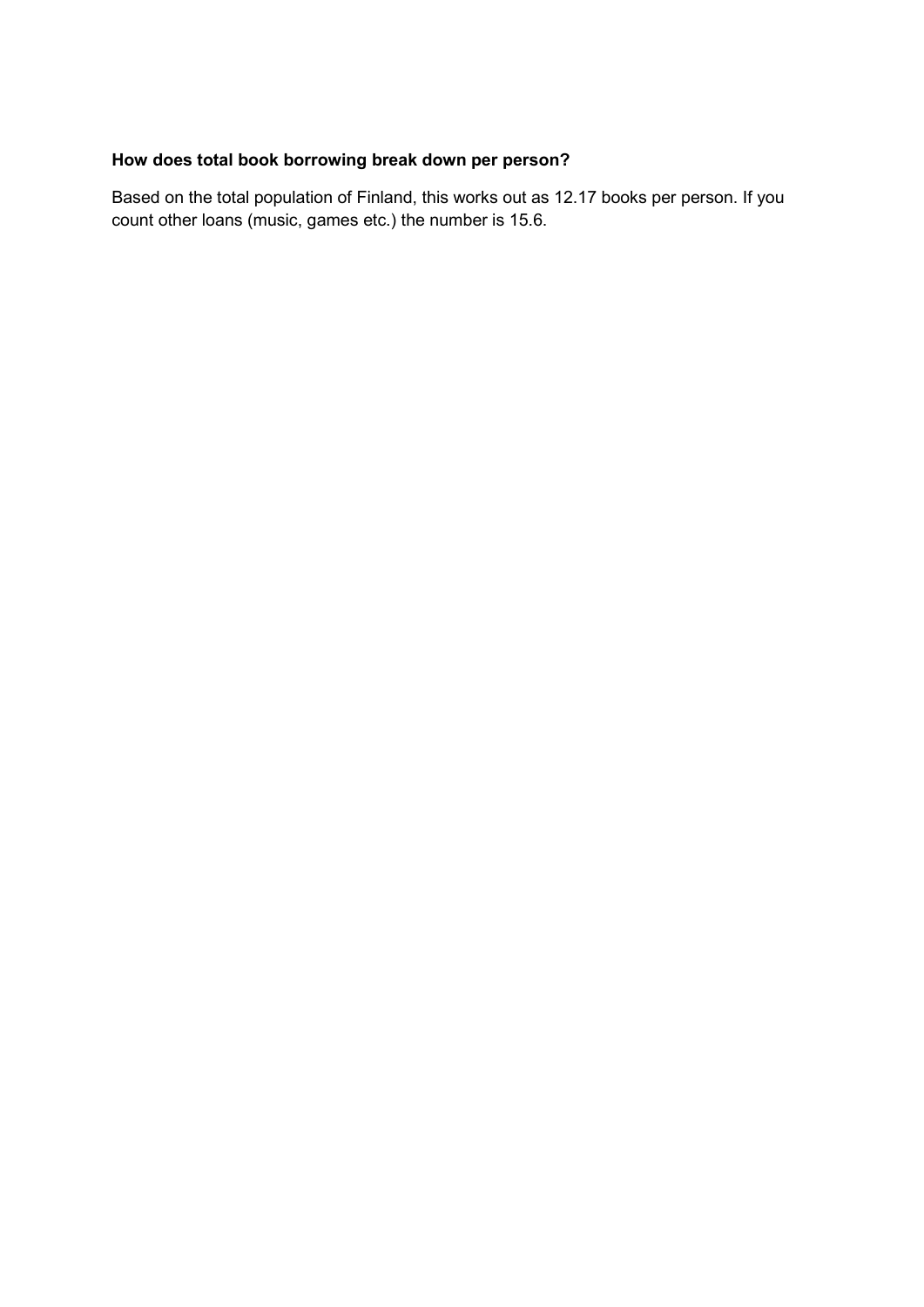**How does total book borrowing break down per person?**

Based on the total population of Finland, this works out as 12.17 books per person. If you count other loans (music, games etc.) the number is 15.6.